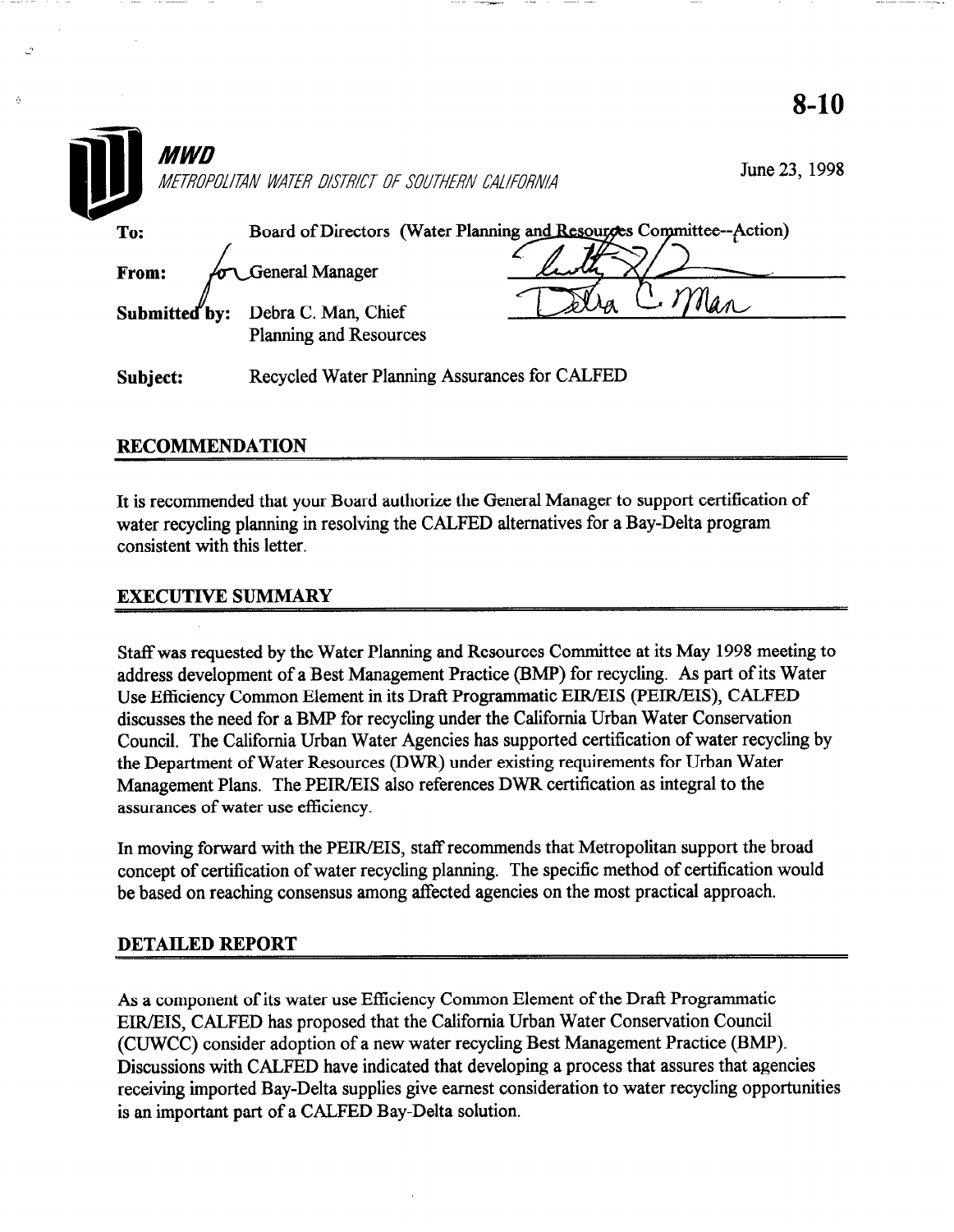8-10

**MWD**

*METROPOLITAN WATER DISTRICT OF SOUTHERN CALIFORNIA*

June 23, 1998

**To:** Board of Directors (Water Planning and Resources Committee--Action)

**From:** for General Manager

**Submitted by:** Debra C. Man, Chief
Planning and Resources

**Subject:** Recycled Water Planning Assurances for CALFED

## RECOMMENDATION

It is recommended that your Board authorize the General Manager to support certification of water recycling planning in resolving the CALFED alternatives for a Bay-Delta program consistent with this letter.

## EXECUTIVE SUMMARY

Staff was requested by the Water Planning and Resources Committee at its May 1998 meeting to address development of a Best Management Practice (BMP) for recycling. As part of its Water Use Efficiency Common Element in its Draft Programmatic EIR/EIS (PEIR/EIS), CALFED discusses the need for a BMP for recycling under the California Urban Water Conservation Council. The California Urban Water Agencies has supported certification of water recycling by the Department of Water Resources (DWR) under existing requirements for Urban Water Management Plans. The PEIR/EIS also references DWR certification as integral to the assurances of water use efficiency.

In moving forward with the PEIR/EIS, staff recommends that Metropolitan support the broad concept of certification of water recycling planning. The specific method of certification would be based on reaching consensus among affected agencies on the most practical approach.

## DETAILED REPORT

As a component of its water use Efficiency Common Element of the Draft Programmatic EIR/EIS, CALFED has proposed that the California Urban Water Conservation Council (CUWCC) consider adoption of a new water recycling Best Management Practice (BMP). Discussions with CALFED have indicated that developing a process that assures that agencies receiving imported Bay-Delta supplies give earnest consideration to water recycling opportunities is an important part of a CALFED Bay-Delta solution.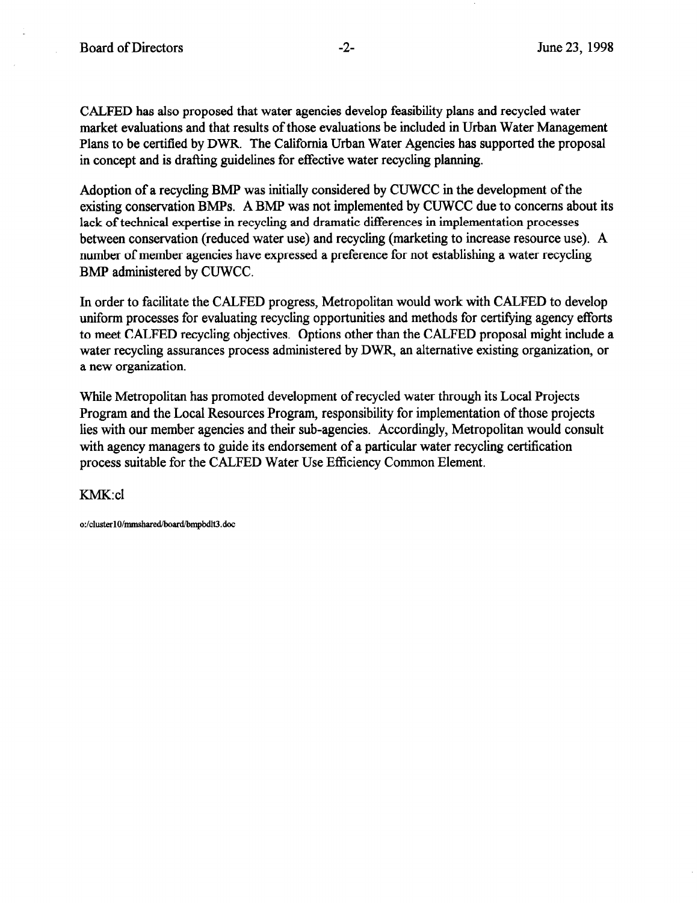CALFED has also proposed that water agencies develop feasibility plans and recycled water market evaluations and that results of those evaluations be included in Urban Water Management Plans to be certified by DWR. The California Urban Water Agencies has supported the proposal in concept and is drafting guidelines for effective water recycling planning.

Adoption of a recycling BMP was initially considered by CUWCC in the development of the existing conservation BMPs. A BMP was not implemented by CUWCC due to concerns about its lack of technical expertise in recycling and dramatic differences in implementation processes between conservation (reduced water use) and recycling (marketing to increase resource use). A number of member agencies have expressed a preference for not establishing a water recycling BMP administered by CUWCC.

In order to facilitate the CALFED progress, Metropolitan would work with CALFED to develop uniform processes for evaluating recycling opportunities and methods for certifying agency efforts to meet CALFED recycling objectives. Options other than the CALFED proposal might include a water recycling assurances process administered by DWR, an alternative existing organization, or a new organization.

While Metropolitan has promoted development of recycled water through its Local Projects Program and the Local Resources Program, responsibility for implementation of those projects lies with our member agencies and their sub-agencies. Accordingly, Metropolitan would consult with agency managers to guide its endorsement of a particular water recycling certification process suitable for the CALFED Water Use Efficiency Common Element.

KMK:cl

o:/cluster10/mmshared/board/bmpbdlt3.doc